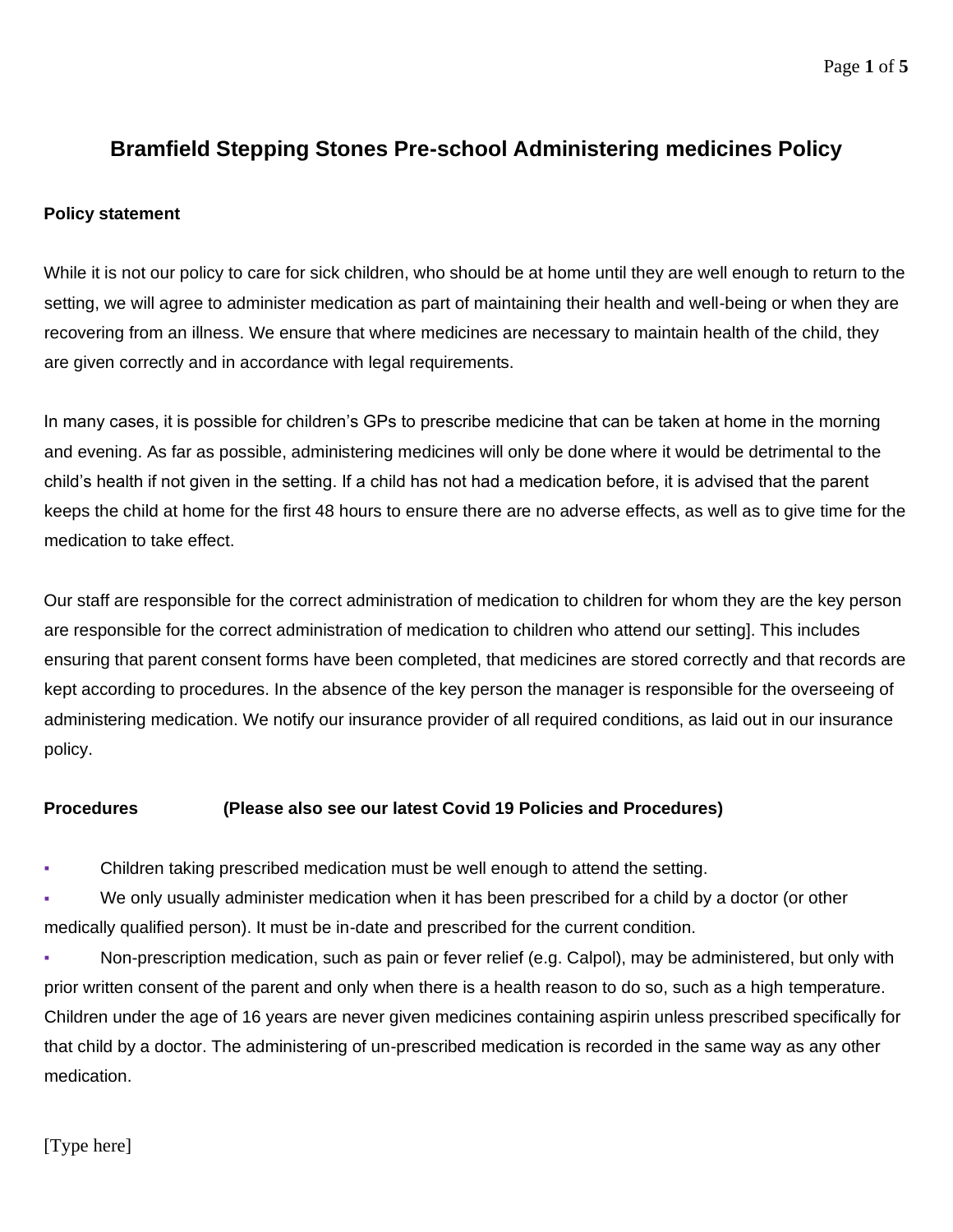# Bramfield Stepping Stones Pre-school Administering medicines Policy

**Policy statement**

While it is not our policy to care for sick children, who should be at home until they are well enough to return to the setting, we will agree to administer medication as part of maintaining their health and well-being or when they are recovering from an illness. We ensure that where medicines are necessary to maintain health of the child, they are given correctly and in accordance with legal requirements.

In many cases, it is possible for children's GPs to prescribe medicine that can be taken at home in the morning and evening. As far as possible, administering medicines will only be done where it would be detrimental to the child's health if not given in the setting. If a child has not had a medication before, it is advised that the parent keeps the child at home for the first 48 hours to ensure there are no adverse effects, as well as to give time for the medication to take effect.

Our staff are responsible for the correct administration of medication to children for whom they are the key person are responsible for the correct administration of medication to children who attend our setting]. This includes ensuring that parent consent forms have been completed, that medicines are stored correctly and that records are kept according to procedures. In the absence of the key person the manager is responsible for the overseeing of administering medication. We notify our insurance provider of all required conditions, as laid out in our insurance policy.

**Procedures** **(Please also see our latest Covid 19 Policies and Procedures)**

- Children taking prescribed medication must be well enough to attend the setting.
- We only usually administer medication when it has been prescribed for a child by a doctor (or other medically qualified person). It must be in-date and prescribed for the current condition.
- Non-prescription medication, such as pain or fever relief (e.g. Calpol), may be administered, but only with prior written consent of the parent and only when there is a health reason to do so, such as a high temperature. Children under the age of 16 years are never given medicines containing aspirin unless prescribed specifically for that child by a doctor. The administering of un-prescribed medication is recorded in the same way as any other medication.

[Type here]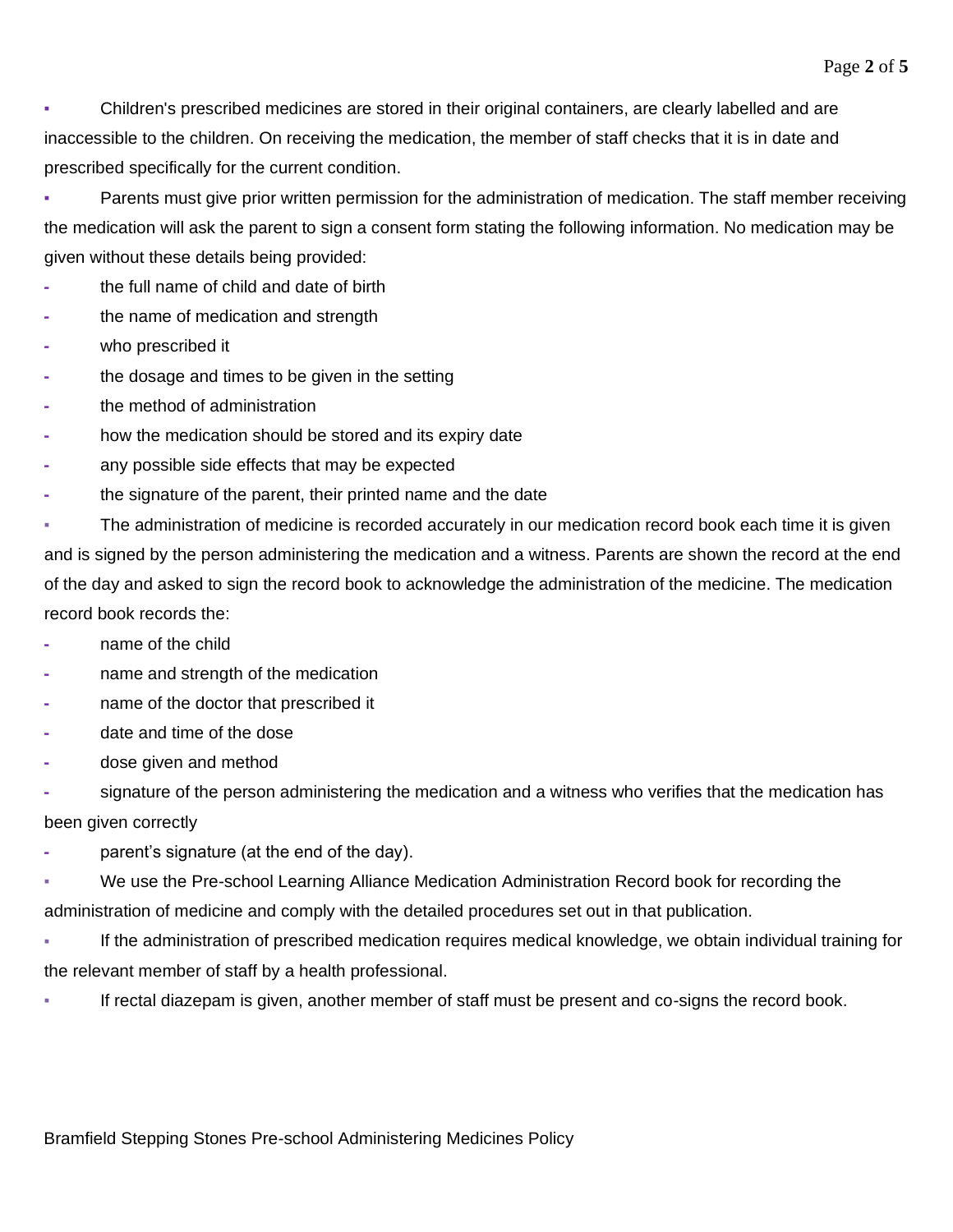- Children's prescribed medicines are stored in their original containers, are clearly labelled and are inaccessible to the children. On receiving the medication, the member of staff checks that it is in date and prescribed specifically for the current condition.
- Parents must give prior written permission for the administration of medication. The staff member receiving the medication will ask the parent to sign a consent form stating the following information. No medication may be given without these details being provided:
  - the full name of child and date of birth
  - the name of medication and strength
  - who prescribed it
  - the dosage and times to be given in the setting
  - the method of administration
  - how the medication should be stored and its expiry date
  - any possible side effects that may be expected
  - the signature of the parent, their printed name and the date
- The administration of medicine is recorded accurately in our medication record book each time it is given and is signed by the person administering the medication and a witness. Parents are shown the record at the end of the day and asked to sign the record book to acknowledge the administration of the medicine. The medication record book records the:
  - name of the child
  - name and strength of the medication
  - name of the doctor that prescribed it
  - date and time of the dose
  - dose given and method
  - signature of the person administering the medication and a witness who verifies that the medication has been given correctly
  - parent's signature (at the end of the day).
- We use the Pre-school Learning Alliance Medication Administration Record book for recording the administration of medicine and comply with the detailed procedures set out in that publication.
- If the administration of prescribed medication requires medical knowledge, we obtain individual training for the relevant member of staff by a health professional.
- If rectal diazepam is given, another member of staff must be present and co-signs the record book.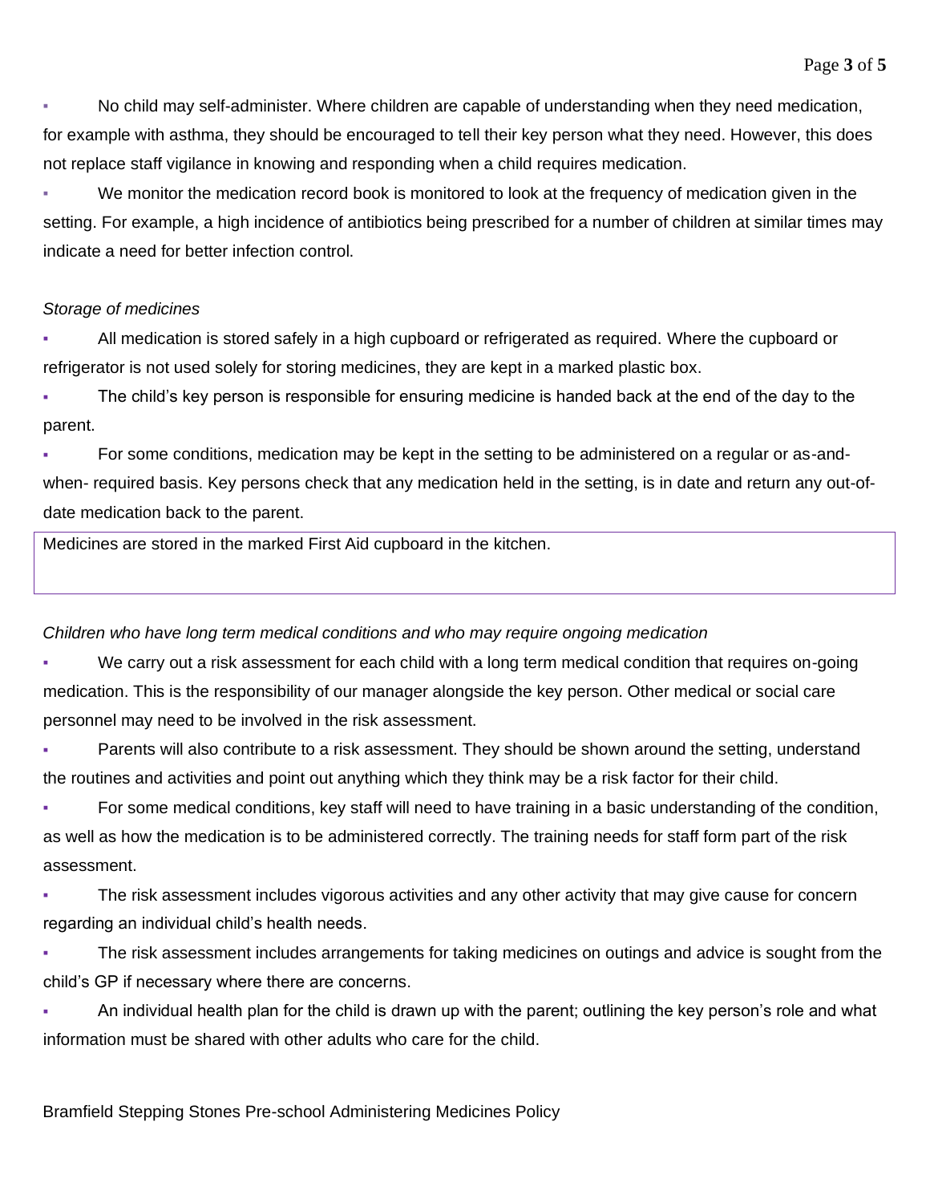- No child may self-administer. Where children are capable of understanding when they need medication, for example with asthma, they should be encouraged to tell their key person what they need. However, this does not replace staff vigilance in knowing and responding when a child requires medication.
- We monitor the medication record book is monitored to look at the frequency of medication given in the setting. For example, a high incidence of antibiotics being prescribed for a number of children at similar times may indicate a need for better infection control.

*Storage of medicines*

- All medication is stored safely in a high cupboard or refrigerated as required. Where the cupboard or refrigerator is not used solely for storing medicines, they are kept in a marked plastic box.
- The child's key person is responsible for ensuring medicine is handed back at the end of the day to the parent.
- For some conditions, medication may be kept in the setting to be administered on a regular or as-and-when- required basis. Key persons check that any medication held in the setting, is in date and return any out-of-date medication back to the parent.

Medicines are stored in the marked First Aid cupboard in the kitchen.

*Children who have long term medical conditions and who may require ongoing medication*

- We carry out a risk assessment for each child with a long term medical condition that requires on-going medication. This is the responsibility of our manager alongside the key person. Other medical or social care personnel may need to be involved in the risk assessment.
- Parents will also contribute to a risk assessment. They should be shown around the setting, understand the routines and activities and point out anything which they think may be a risk factor for their child.
- For some medical conditions, key staff will need to have training in a basic understanding of the condition, as well as how the medication is to be administered correctly. The training needs for staff form part of the risk assessment.
- The risk assessment includes vigorous activities and any other activity that may give cause for concern regarding an individual child's health needs.
- The risk assessment includes arrangements for taking medicines on outings and advice is sought from the child's GP if necessary where there are concerns.
- An individual health plan for the child is drawn up with the parent; outlining the key person's role and what information must be shared with other adults who care for the child.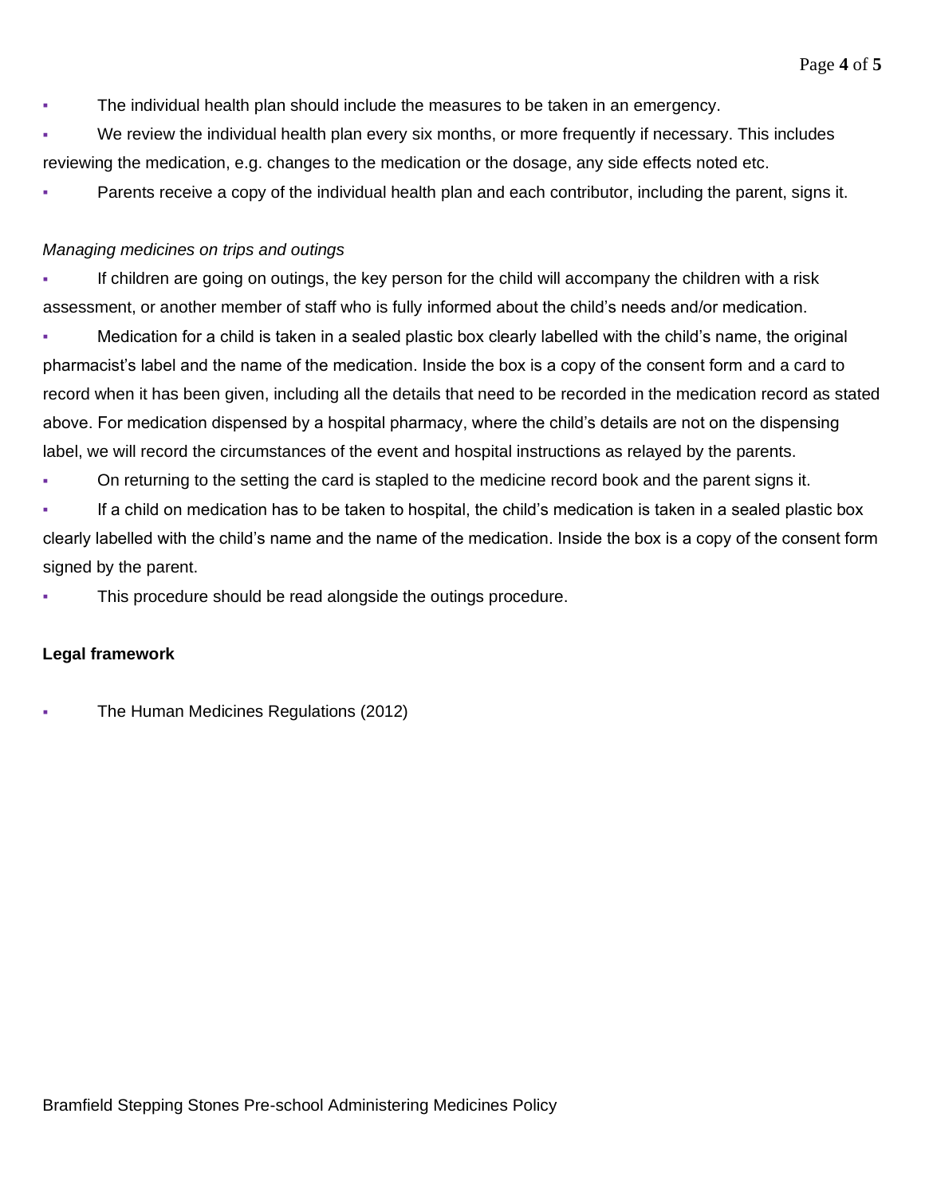- The individual health plan should include the measures to be taken in an emergency.
- We review the individual health plan every six months, or more frequently if necessary. This includes reviewing the medication, e.g. changes to the medication or the dosage, any side effects noted etc.
- Parents receive a copy of the individual health plan and each contributor, including the parent, signs it.

*Managing medicines on trips and outings*

- If children are going on outings, the key person for the child will accompany the children with a risk assessment, or another member of staff who is fully informed about the child's needs and/or medication.
- Medication for a child is taken in a sealed plastic box clearly labelled with the child's name, the original pharmacist's label and the name of the medication. Inside the box is a copy of the consent form and a card to record when it has been given, including all the details that need to be recorded in the medication record as stated above. For medication dispensed by a hospital pharmacy, where the child's details are not on the dispensing label, we will record the circumstances of the event and hospital instructions as relayed by the parents.
- On returning to the setting the card is stapled to the medicine record book and the parent signs it.
- If a child on medication has to be taken to hospital, the child's medication is taken in a sealed plastic box clearly labelled with the child's name and the name of the medication. Inside the box is a copy of the consent form signed by the parent.
- This procedure should be read alongside the outings procedure.

**Legal framework**

- The Human Medicines Regulations (2012)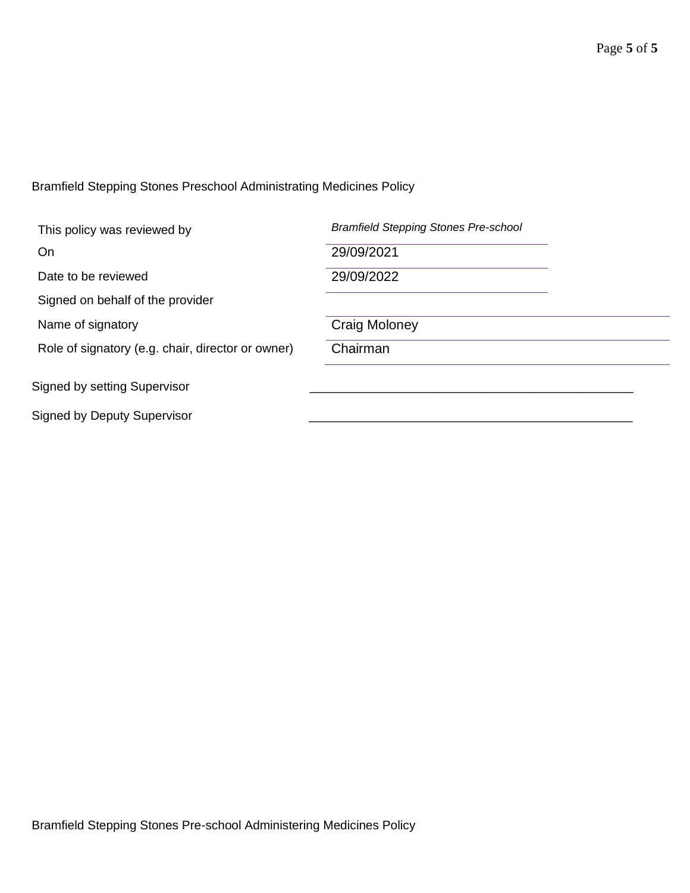Bramfield Stepping Stones Preschool Administrating Medicines Policy

| | |
|---|---|
| This policy was reviewed by | *Bramfield Stepping Stones Pre-school* |
| On | 29/09/2021 |
| Date to be reviewed | 29/09/2022 |
| Signed on behalf of the provider | |
| Name of signatory | Craig Moloney |
| Role of signatory (e.g. chair, director or owner) | Chairman |

Signed by setting Supervisor ____________________________________________

Signed by Deputy Supervisor ____________________________________________